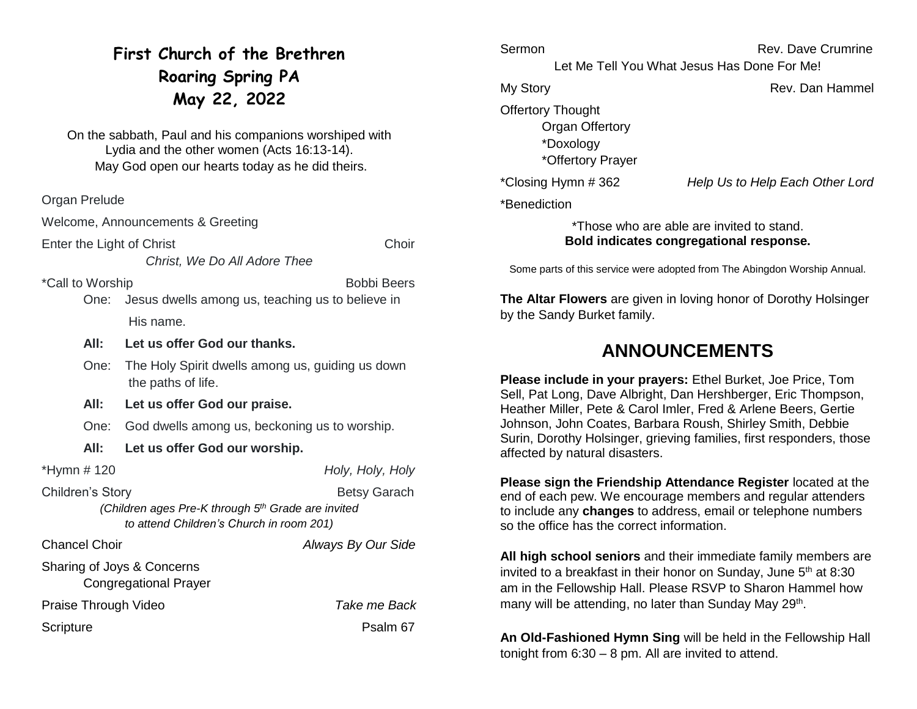# First Church of the Brethren
## Roaring Spring PA
## May 22, 2022

On the sabbath, Paul and his companions worshiped with Lydia and the other women (Acts 16:13-14).
May God open our hearts today as he did theirs.

Organ Prelude

Welcome, Announcements & Greeting

Enter the Light of Christ — Choir
*Christ, We Do All Adore Thee*

*Call to Worship — Bobbi Beers

One: Jesus dwells among us, teaching us to believe in His name.

**All: Let us offer God our thanks.**

One: The Holy Spirit dwells among us, guiding us down the paths of life.

**All: Let us offer God our praise.**

One: God dwells among us, beckoning us to worship.

**All: Let us offer God our worship.**

*Hymn # 120 — *Holy, Holy, Holy*

Children's Story — Betsy Garach
*(Children ages Pre-K through 5th Grade are invited to attend Children's Church in room 201)*

Chancel Choir — *Always By Our Side*

Sharing of Joys & Concerns
Congregational Prayer

Praise Through Video — *Take me Back*

Scripture — Psalm 67

Sermon — Rev. Dave Crumrine
Let Me Tell You What Jesus Has Done For Me!

My Story — Rev. Dan Hammel

Offertory Thought
Organ Offertory
*Doxology
*Offertory Prayer

*Closing Hymn # 362 — *Help Us to Help Each Other Lord*

*Benediction

*Those who are able are invited to stand.
**Bold indicates congregational response.**

Some parts of this service were adopted from The Abingdon Worship Annual.

**The Altar Flowers** are given in loving honor of Dorothy Holsinger by the Sandy Burket family.

## ANNOUNCEMENTS

**Please include in your prayers:** Ethel Burket, Joe Price, Tom Sell, Pat Long, Dave Albright, Dan Hershberger, Eric Thompson, Heather Miller, Pete & Carol Imler, Fred & Arlene Beers, Gertie Johnson, John Coates, Barbara Roush, Shirley Smith, Debbie Surin, Dorothy Holsinger, grieving families, first responders, those affected by natural disasters.

**Please sign the Friendship Attendance Register** located at the end of each pew. We encourage members and regular attenders to include any **changes** to address, email or telephone numbers so the office has the correct information.

**All high school seniors** and their immediate family members are invited to a breakfast in their honor on Sunday, June 5th at 8:30 am in the Fellowship Hall. Please RSVP to Sharon Hammel how many will be attending, no later than Sunday May 29th.

**An Old-Fashioned Hymn Sing** will be held in the Fellowship Hall tonight from 6:30 – 8 pm. All are invited to attend.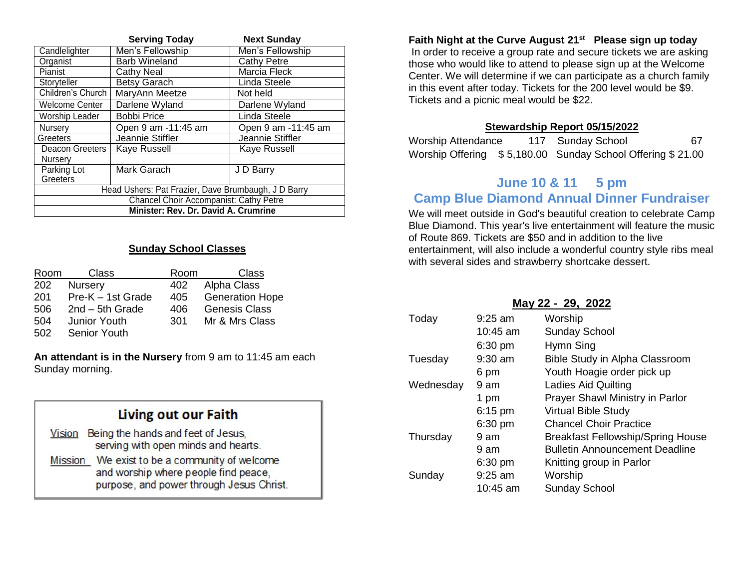| | Serving Today | Next Sunday |
|---|---|---|
| Candlelighter | Men's Fellowship | Men's Fellowship |
| Organist | Barb Wineland | Cathy Petre |
| Pianist | Cathy Neal | Marcia Fleck |
| Storyteller | Betsy Garach | Linda Steele |
| Children's Church | MaryAnn Meetze | Not held |
| Welcome Center | Darlene Wyland | Darlene Wyland |
| Worship Leader | Bobbi Price | Linda Steele |
| Nursery | Open 9 am -11:45 am | Open 9 am -11:45 am |
| Greeters | Jeannie Stiffler | Jeannie Stiffler |
| Deacon Greeters | Kaye Russell | Kaye Russell |
| Nursery | | |
| Parking Lot Greeters | Mark Garach | J D Barry |
| Head Ushers: Pat Frazier, Dave Brumbaugh, J D Barry | | |
| Chancel Choir Accompanist: Cathy Petre | | |
| **Minister: Rev. Dr. David A. Crumrine** | | |

## Sunday School Classes

| Room | Class | Room | Class |
|---|---|---|---|
| 202 | Nursery | 402 | Alpha Class |
| 201 | Pre-K – 1st Grade | 405 | Generation Hope |
| 506 | 2nd – 5th Grade | 406 | Genesis Class |
| 504 | Junior Youth | 301 | Mr & Mrs Class |
| 502 | Senior Youth | | |

**An attendant is in the Nursery** from 9 am to 11:45 am each Sunday morning.

## Living out our Faith

Vision Being the hands and feet of Jesus, serving with open minds and hearts.

Mission We exist to be a community of welcome and worship where people find peace, purpose, and power through Jesus Christ.

**Faith Night at the Curve August 21st Please sign up today**

In order to receive a group rate and secure tickets we are asking those who would like to attend to please sign up at the Welcome Center. We will determine if we can participate as a church family in this event after today. Tickets for the 200 level would be $9. Tickets and a picnic meal would be $22.

## Stewardship Report 05/15/2022

| | | | |
|---|---|---|---|
| Worship Attendance | 117 | Sunday School | 67 |
| Worship Offering | $ 5,180.00 | Sunday School Offering | $ 21.00 |

## June 10 & 11 5 pm
## Camp Blue Diamond Annual Dinner Fundraiser

We will meet outside in God's beautiful creation to celebrate Camp Blue Diamond. This year's live entertainment will feature the music of Route 869. Tickets are $50 and in addition to the live entertainment, will also include a wonderful country style ribs meal with several sides and strawberry shortcake dessert.

## May 22 - 29, 2022

| | | |
|---|---|---|
| Today | 9:25 am | Worship |
| | 10:45 am | Sunday School |
| | 6:30 pm | Hymn Sing |
| Tuesday | 9:30 am | Bible Study in Alpha Classroom |
| | 6 pm | Youth Hoagie order pick up |
| Wednesday | 9 am | Ladies Aid Quilting |
| | 1 pm | Prayer Shawl Ministry in Parlor |
| | 6:15 pm | Virtual Bible Study |
| | 6:30 pm | Chancel Choir Practice |
| Thursday | 9 am | Breakfast Fellowship/Spring House |
| | 9 am | Bulletin Announcement Deadline |
| | 6:30 pm | Knitting group in Parlor |
| Sunday | 9:25 am | Worship |
| | 10:45 am | Sunday School |